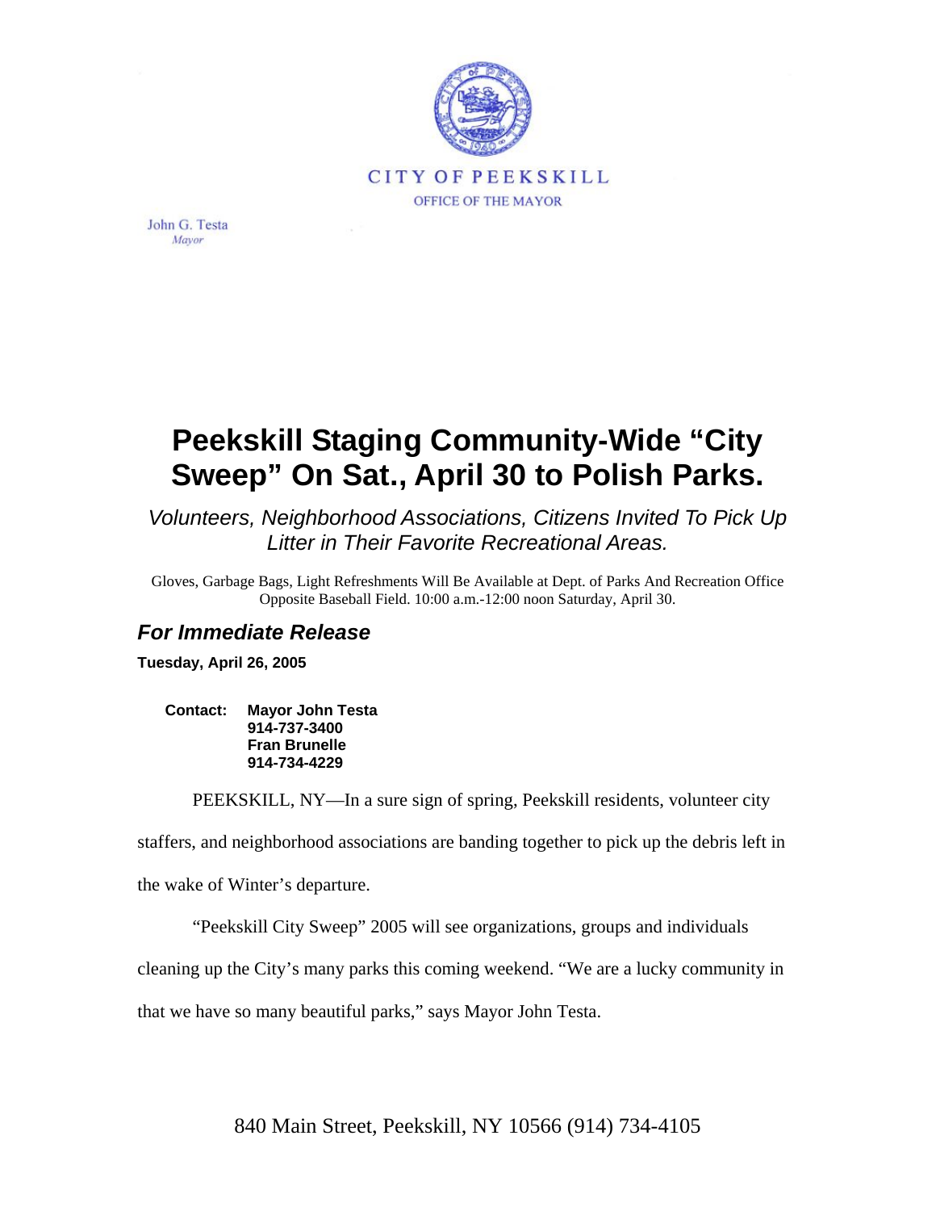CITY OF PEEKSKILL

OFFICE OF THE MAYOR

John G. Testa
*Mayor*

# Peekskill Staging Community-Wide "City Sweep" On Sat., April 30 to Polish Parks.

*Volunteers, Neighborhood Associations, Citizens Invited To Pick Up Litter in Their Favorite Recreational Areas.*

Gloves, Garbage Bags, Light Refreshments Will Be Available at Dept. of Parks And Recreation Office Opposite Baseball Field. 10:00 a.m.-12:00 noon Saturday, April 30.

## *For Immediate Release*

**Tuesday, April 26, 2005**

**Contact:** **Mayor John Testa**
**914-737-3400**
**Fran Brunelle**
**914-734-4229**

PEEKSKILL, NY—In a sure sign of spring, Peekskill residents, volunteer city staffers, and neighborhood associations are banding together to pick up the debris left in the wake of Winter's departure.

"Peekskill City Sweep" 2005 will see organizations, groups and individuals cleaning up the City's many parks this coming weekend. "We are a lucky community in that we have so many beautiful parks," says Mayor John Testa.

840 Main Street, Peekskill, NY 10566 (914) 734-4105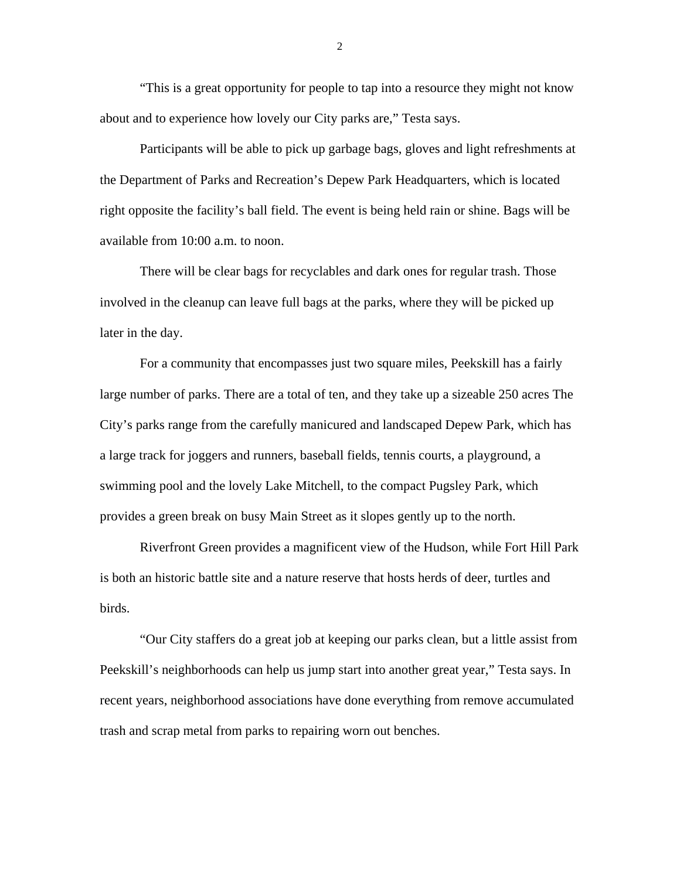"This is a great opportunity for people to tap into a resource they might not know about and to experience how lovely our City parks are," Testa says.

Participants will be able to pick up garbage bags, gloves and light refreshments at the Department of Parks and Recreation's Depew Park Headquarters, which is located right opposite the facility's ball field. The event is being held rain or shine. Bags will be available from 10:00 a.m. to noon.

There will be clear bags for recyclables and dark ones for regular trash. Those involved in the cleanup can leave full bags at the parks, where they will be picked up later in the day.

For a community that encompasses just two square miles, Peekskill has a fairly large number of parks. There are a total of ten, and they take up a sizeable 250 acres The City's parks range from the carefully manicured and landscaped Depew Park, which has a large track for joggers and runners, baseball fields, tennis courts, a playground, a swimming pool and the lovely Lake Mitchell, to the compact Pugsley Park, which provides a green break on busy Main Street as it slopes gently up to the north.

Riverfront Green provides a magnificent view of the Hudson, while Fort Hill Park is both an historic battle site and a nature reserve that hosts herds of deer, turtles and birds.

"Our City staffers do a great job at keeping our parks clean, but a little assist from Peekskill's neighborhoods can help us jump start into another great year," Testa says. In recent years, neighborhood associations have done everything from remove accumulated trash and scrap metal from parks to repairing worn out benches.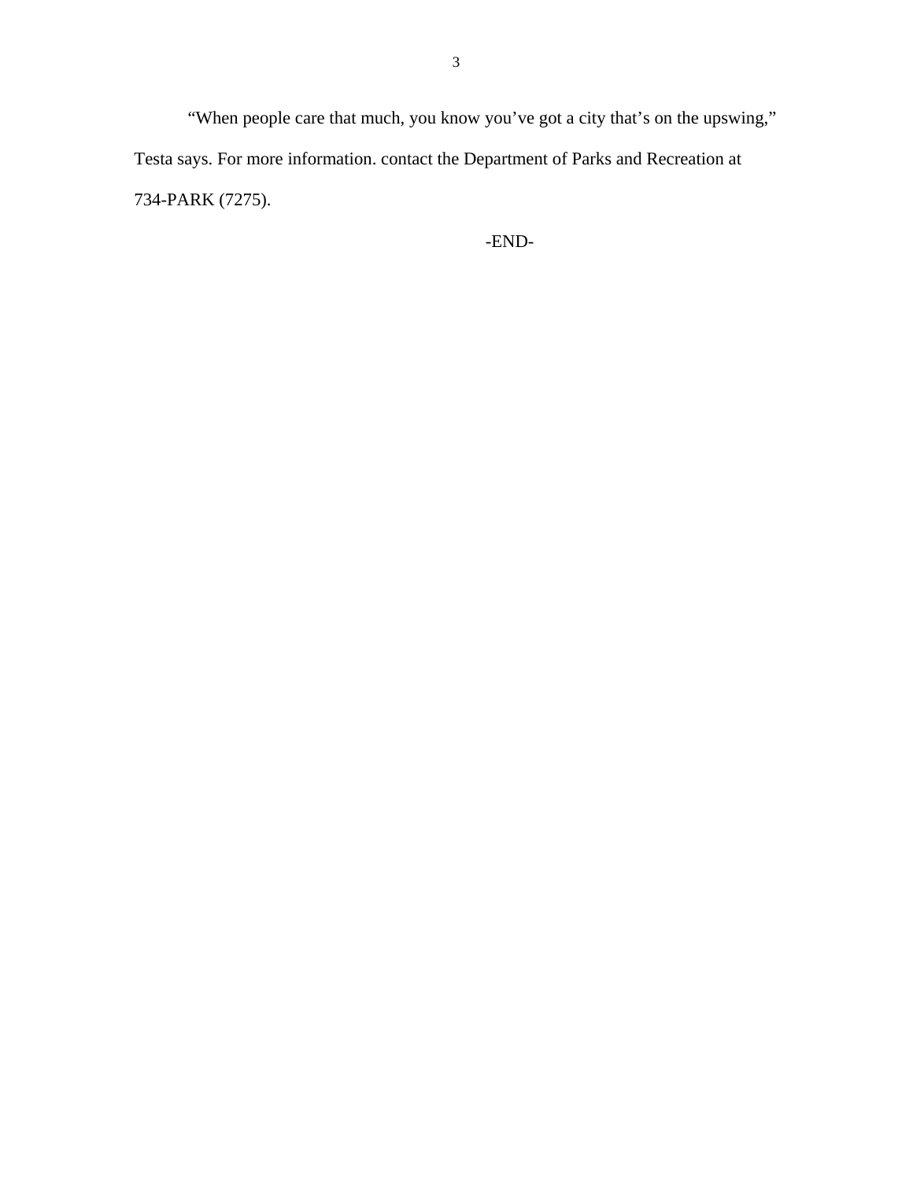"When people care that much, you know you've got a city that's on the upswing," Testa says. For more information. contact the Department of Parks and Recreation at 734-PARK (7275).

-END-